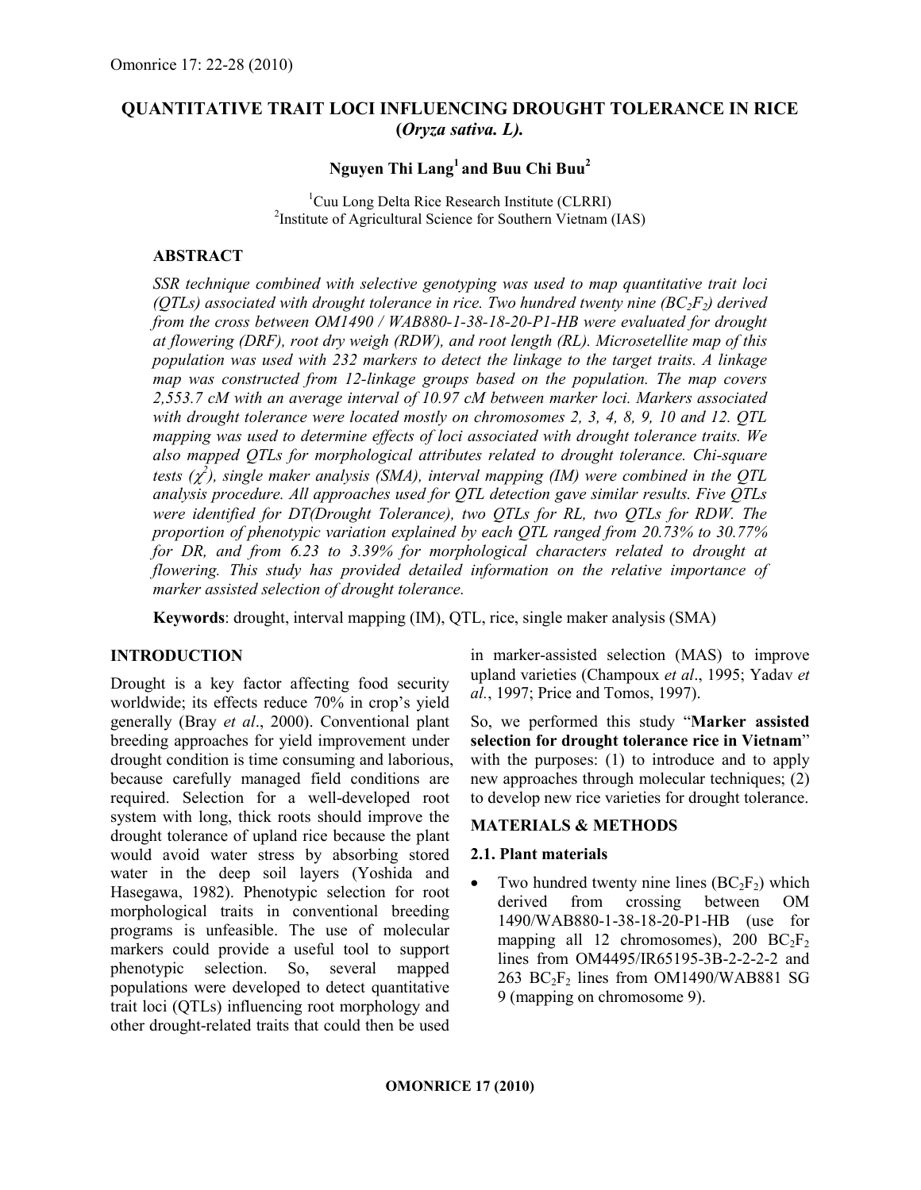# QUANTITATIVE TRAIT LOCI INFLUENCING DROUGHT TOLERANCE IN RICE (*Oryza sativa. L).*

**Nguyen Thi Lang[1] and Buu Chi Buu[2]**

[1]Cuu Long Delta Rice Research Institute (CLRRI)
[2]Institute of Agricultural Science for Southern Vietnam (IAS)

## ABSTRACT

*SSR technique combined with selective genotyping was used to map quantitative trait loci (QTLs) associated with drought tolerance in rice. Two hundred twenty nine ($BC_2F_2$) derived from the cross between OM1490 / WAB880-1-38-18-20-P1-HB were evaluated for drought at flowering (DRF), root dry weigh (RDW), and root length (RL). Microsetellite map of this population was used with 232 markers to detect the linkage to the target traits. A linkage map was constructed from 12-linkage groups based on the population. The map covers 2,553.7 cM with an average interval of 10.97 cM between marker loci. Markers associated with drought tolerance were located mostly on chromosomes 2, 3, 4, 8, 9, 10 and 12. QTL mapping was used to determine effects of loci associated with drought tolerance traits. We also mapped QTLs for morphological attributes related to drought tolerance. Chi-square tests ($\chi^2$), single maker analysis (SMA), interval mapping (IM) were combined in the QTL analysis procedure. All approaches used for QTL detection gave similar results. Five QTLs were identified for DT(Drought Tolerance), two QTLs for RL, two QTLs for RDW. The proportion of phenotypic variation explained by each QTL ranged from 20.73% to 30.77% for DR, and from 6.23 to 3.39% for morphological characters related to drought at flowering. This study has provided detailed information on the relative importance of marker assisted selection of drought tolerance.*

**Keywords**: drought, interval mapping (IM), QTL, rice, single maker analysis (SMA)

## INTRODUCTION

Drought is a key factor affecting food security worldwide; its effects reduce 70% in crop's yield generally (Bray *et al*., 2000). Conventional plant breeding approaches for yield improvement under drought condition is time consuming and laborious, because carefully managed field conditions are required. Selection for a well-developed root system with long, thick roots should improve the drought tolerance of upland rice because the plant would avoid water stress by absorbing stored water in the deep soil layers (Yoshida and Hasegawa, 1982). Phenotypic selection for root morphological traits in conventional breeding programs is unfeasible. The use of molecular markers could provide a useful tool to support phenotypic selection. So, several mapped populations were developed to detect quantitative trait loci (QTLs) influencing root morphology and other drought-related traits that could then be used in marker-assisted selection (MAS) to improve upland varieties (Champoux *et al*., 1995; Yadav *et al.*, 1997; Price and Tomos, 1997).

So, we performed this study "**Marker assisted selection for drought tolerance rice in Vietnam**" with the purposes: (1) to introduce and to apply new approaches through molecular techniques; (2) to develop new rice varieties for drought tolerance.

## MATERIALS & METHODS

### 2.1. Plant materials

- Two hundred twenty nine lines ($BC_2F_2$) which derived from crossing between OM 1490/WAB880-1-38-18-20-P1-HB (use for mapping all 12 chromosomes), 200 $BC_2F_2$ lines from OM4495/IR65195-3B-2-2-2-2 and 263 $BC_2F_2$ lines from OM1490/WAB881 SG 9 (mapping on chromosome 9).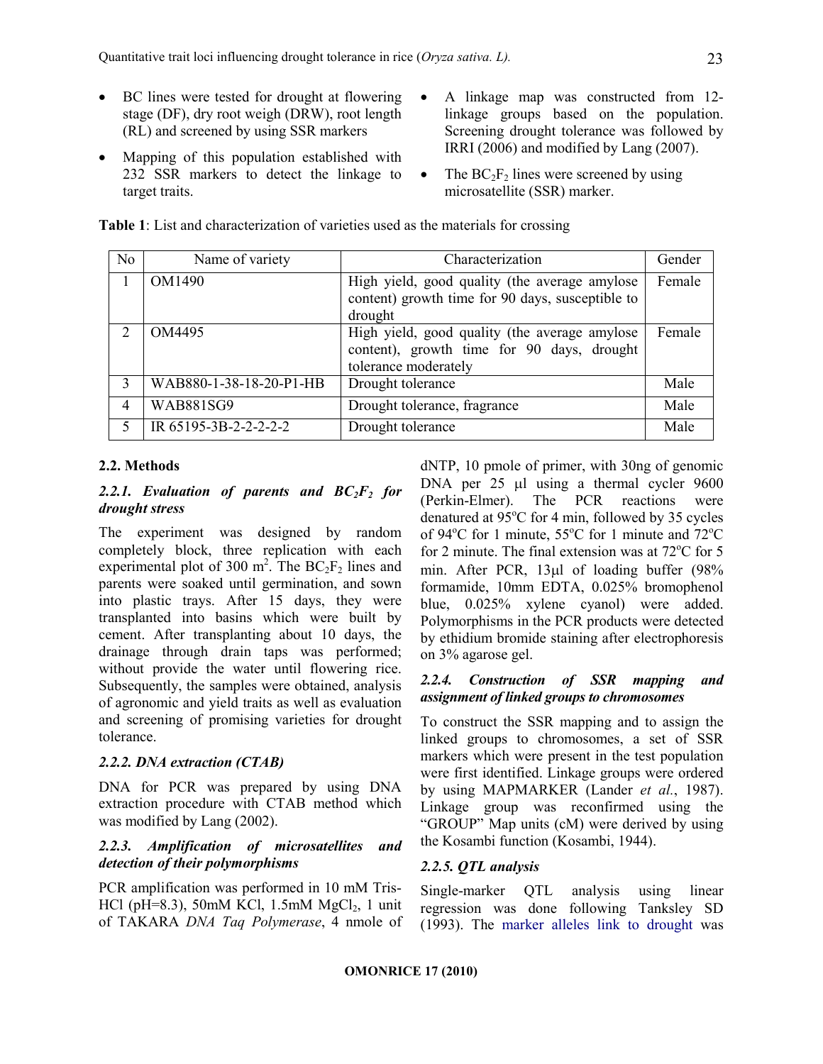- BC lines were tested for drought at flowering stage (DF), dry root weigh (DRW), root length (RL) and screened by using SSR markers
- Mapping of this population established with 232 SSR markers to detect the linkage to target traits.
- A linkage map was constructed from 12-linkage groups based on the population. Screening drought tolerance was followed by IRRI (2006) and modified by Lang (2007).
- The $BC_2F_2$ lines were screened by using microsatellite (SSR) marker.

**Table 1**: List and characterization of varieties used as the materials for crossing

| No | Name of variety | Characterization | Gender |
|---|---|---|---|
| 1 | OM1490 | High yield, good quality (the average amylose content) growth time for 90 days, susceptible to drought | Female |
| 2 | OM4495 | High yield, good quality (the average amylose content), growth time for 90 days, drought tolerance moderately | Female |
| 3 | WAB880-1-38-18-20-P1-HB | Drought tolerance | Male |
| 4 | WAB881SG9 | Drought tolerance, fragrance | Male |
| 5 | IR 65195-3B-2-2-2-2-2 | Drought tolerance | Male |

## 2.2. Methods

### *2.2.1. Evaluation of parents and $BC_2F_2$ for drought stress*

The experiment was designed by random completely block, three replication with each experimental plot of 300 $m^2$. The $BC_2F_2$ lines and parents were soaked until germination, and sown into plastic trays. After 15 days, they were transplanted into basins which were built by cement. After transplanting about 10 days, the drainage through drain taps was performed; without provide the water until flowering rice. Subsequently, the samples were obtained, analysis of agronomic and yield traits as well as evaluation and screening of promising varieties for drought tolerance.

### *2.2.2. DNA extraction (CTAB)*

DNA for PCR was prepared by using DNA extraction procedure with CTAB method which was modified by Lang (2002).

### *2.2.3. Amplification of microsatellites and detection of their polymorphisms*

PCR amplification was performed in 10 mM Tris-HCl (pH=8.3), 50mM KCl, 1.5mM $MgCl_2$, 1 unit of TAKARA *DNA Taq Polymerase*, 4 nmole of dNTP, 10 pmole of primer, with 30ng of genomic DNA per 25 µl using a thermal cycler 9600 (Perkin-Elmer). The PCR reactions were denatured at 95°C for 4 min, followed by 35 cycles of 94°C for 1 minute, 55°C for 1 minute and 72°C for 2 minute. The final extension was at 72°C for 5 min. After PCR, 13µl of loading buffer (98% formamide, 10mm EDTA, 0.025% bromophenol blue, 0.025% xylene cyanol) were added. Polymorphisms in the PCR products were detected by ethidium bromide staining after electrophoresis on 3% agarose gel.

### *2.2.4. Construction of SSR mapping and assignment of linked groups to chromosomes*

To construct the SSR mapping and to assign the linked groups to chromosomes, a set of SSR markers which were present in the test population were first identified. Linkage groups were ordered by using MAPMARKER (Lander *et al.*, 1987). Linkage group was reconfirmed using the "GROUP" Map units (cM) were derived by using the Kosambi function (Kosambi, 1944).

### *2.2.5. QTL analysis*

Single-marker QTL analysis using linear regression was done following Tanksley SD (1993). The marker alleles link to drought was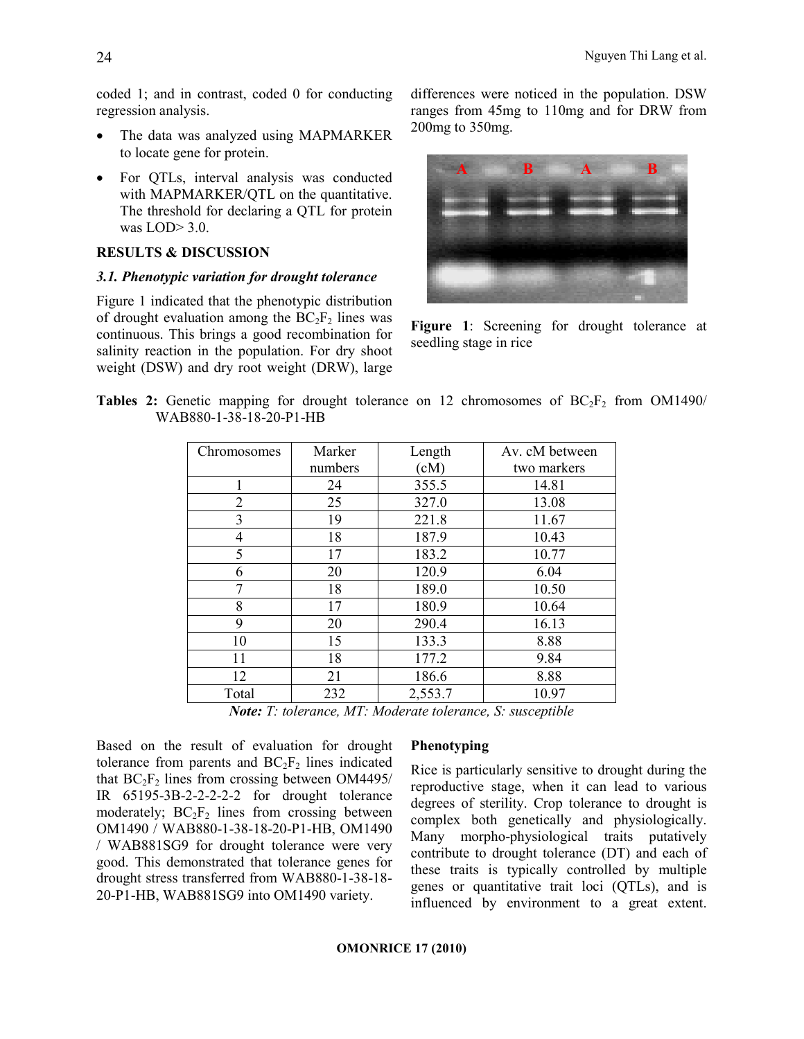coded 1; and in contrast, coded 0 for conducting regression analysis.

- The data was analyzed using MAPMARKER to locate gene for protein.
- For QTLs, interval analysis was conducted with MAPMARKER/QTL on the quantitative. The threshold for declaring a QTL for protein was LOD> 3.0.

## RESULTS & DISCUSSION

### *3.1. Phenotypic variation for drought tolerance*

Figure 1 indicated that the phenotypic distribution of drought evaluation among the $BC_2F_2$ lines was continuous. This brings a good recombination for salinity reaction in the population. For dry shoot weight (DSW) and dry root weight (DRW), large differences were noticed in the population. DSW ranges from 45mg to 110mg and for DRW from 200mg to 350mg.

**Figure 1**: Screening for drought tolerance at seedling stage in rice

**Tables 2:** Genetic mapping for drought tolerance on 12 chromosomes of $BC_2F_2$ from OM1490/ WAB880-1-38-18-20-P1-HB

| Chromosomes | Marker numbers | Length (cM) | Av. cM between two markers |
|---|---|---|---|
| 1 | 24 | 355.5 | 14.81 |
| 2 | 25 | 327.0 | 13.08 |
| 3 | 19 | 221.8 | 11.67 |
| 4 | 18 | 187.9 | 10.43 |
| 5 | 17 | 183.2 | 10.77 |
| 6 | 20 | 120.9 | 6.04 |
| 7 | 18 | 189.0 | 10.50 |
| 8 | 17 | 180.9 | 10.64 |
| 9 | 20 | 290.4 | 16.13 |
| 10 | 15 | 133.3 | 8.88 |
| 11 | 18 | 177.2 | 9.84 |
| 12 | 21 | 186.6 | 8.88 |
| Total | 232 | 2,553.7 | 10.97 |

***Note:*** *T: tolerance, MT: Moderate tolerance, S: susceptible*

Based on the result of evaluation for drought tolerance from parents and $BC_2F_2$ lines indicated that $BC_2F_2$ lines from crossing between OM4495/ IR 65195-3B-2-2-2-2-2 for drought tolerance moderately; $BC_2F_2$ lines from crossing between OM1490 / WAB880-1-38-18-20-P1-HB, OM1490 / WAB881SG9 for drought tolerance were very good. This demonstrated that tolerance genes for drought stress transferred from WAB880-1-38-18-20-P1-HB, WAB881SG9 into OM1490 variety.

**Phenotyping**

Rice is particularly sensitive to drought during the reproductive stage, when it can lead to various degrees of sterility. Crop tolerance to drought is complex both genetically and physiologically. Many morpho-physiological traits putatively contribute to drought tolerance (DT) and each of these traits is typically controlled by multiple genes or quantitative trait loci (QTLs), and is influenced by environment to a great extent.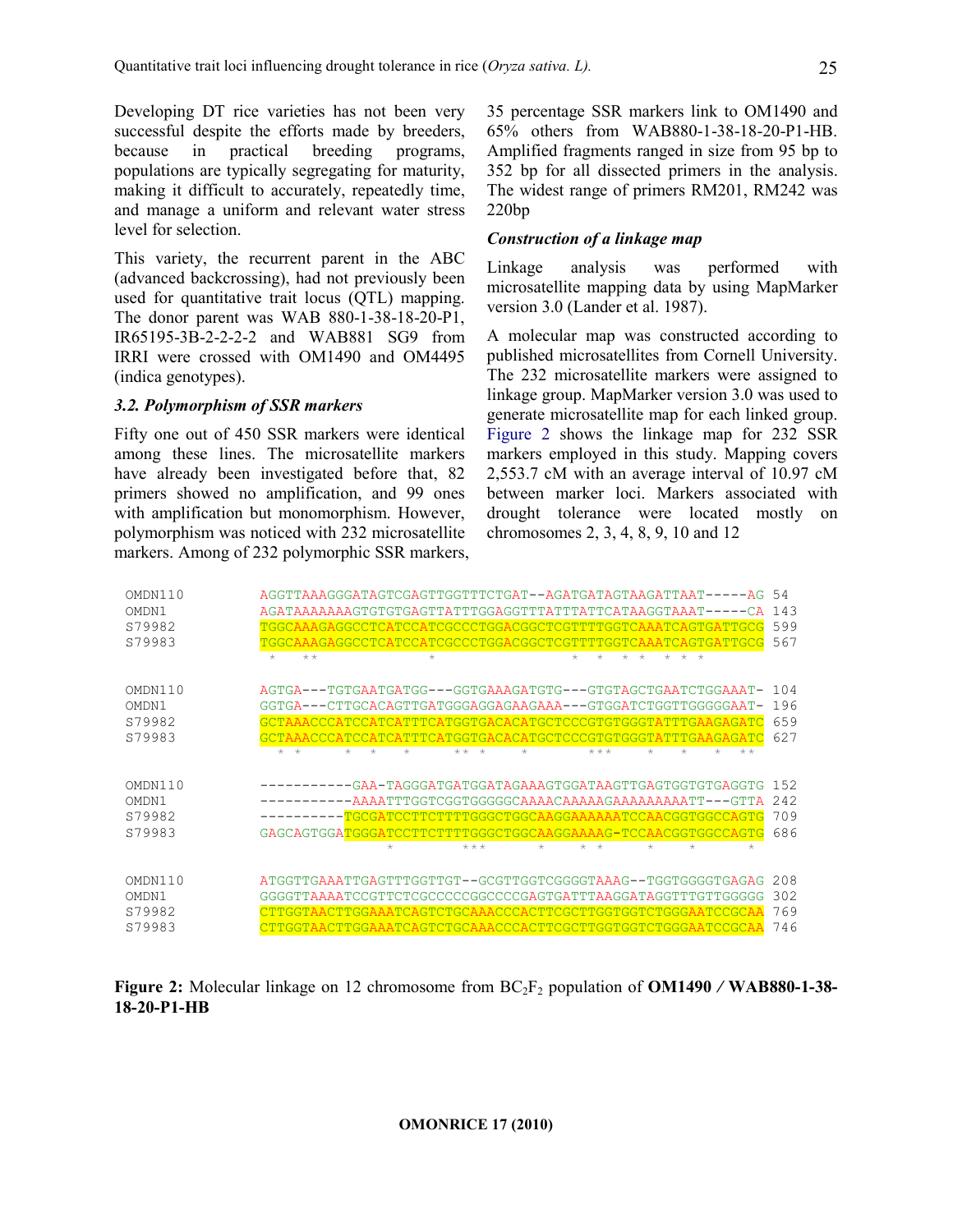Developing DT rice varieties has not been very successful despite the efforts made by breeders, because in practical breeding programs, populations are typically segregating for maturity, making it difficult to accurately, repeatedly time, and manage a uniform and relevant water stress level for selection.

This variety, the recurrent parent in the ABC (advanced backcrossing), had not previously been used for quantitative trait locus (QTL) mapping. The donor parent was WAB 880-1-38-18-20-P1, IR65195-3B-2-2-2-2 and WAB881 SG9 from IRRI were crossed with OM1490 and OM4495 (indica genotypes).

### *3.2. Polymorphism of SSR markers*

Fifty one out of 450 SSR markers were identical among these lines. The microsatellite markers have already been investigated before that, 82 primers showed no amplification, and 99 ones with amplification but monomorphism. However, polymorphism was noticed with 232 microsatellite markers. Among of 232 polymorphic SSR markers, 35 percentage SSR markers link to OM1490 and 65% others from WAB880-1-38-18-20-P1-HB. Amplified fragments ranged in size from 95 bp to 352 bp for all dissected primers in the analysis. The widest range of primers RM201, RM242 was 220bp

### *Construction of a linkage map*

Linkage analysis was performed with microsatellite mapping data by using MapMarker version 3.0 (Lander et al. 1987).

A molecular map was constructed according to published microsatellites from Cornell University. The 232 microsatellite markers were assigned to linkage group. MapMarker version 3.0 was used to generate microsatellite map for each linked group. Figure 2 shows the linkage map for 232 SSR markers employed in this study. Mapping covers 2,553.7 cM with an average interval of 10.97 cM between marker loci. Markers associated with drought tolerance were located mostly on chromosomes 2, 3, 4, 8, 9, 10 and 12

```
OMDN110     AGGTTAAAGGGATAGTCGAGTTGGTTTCTGAT--AGATGATAGTAAGATTAAT-----AG  54
OMDN1       AGATAAAAAAAGTGTGTGAGTTATTTGGAGGTTTATTTATTCATAAGGTAAAT-----CA  143
S79982      TGGCAAAGAGGCCTCATCCATCGCCCTGGACGGCTCGTTTTGGTCAAATCAGTGATTGCG  599
S79983      TGGCAAAGAGGCCTCATCCATCGCCCTGGACGGCTCGTTTTGGTCAAATCAGTGATTGCG  567
              *   **          *                *  *  * *  * * *

OMDN110     AGTGA---TGTGAATGATGG---GGTGAAAGATGTG---GTGTAGCTGAATCTGGAAAT-  104
OMDN1       GGTGA---CTTGCACAGTTGATGGGAGGAGAAGAAA---GTGGATCTGGTTGGGGGAAT-  196
S79982      GCTAAACCCATCCATCATTTCATGGTGACACATGCTCCCGTGTGGGTATTTGAAGAGATC  659
S79983      GCTAAACCCATCCATCATTTCATGGTGACACATGCTCCCGTGTGGGTATTTGAAGAGATC  627
              * *    *  *   *    ** *    *     ***    *    *    *  **

OMDN110     -----------GAA-TAGGGATGATGGATAGAAAGTGGATAAGTTGAGTGGTGTGAGGTG  152
OMDN1       -----------AAAATTTGGTCGGTGGGGGCAAAACAAAAAGAAAAAAAAATT---GTTA  242
S79982      ----------TGCGATCCTTCTTTTGGGCTGGCAAGGAAAAAATCCAACGGTGGCCAGTG  709
S79983      GAGCAGTGGATGGGATCCTTCTTTTGGGCTGGCAAGGAAAAG-TCCAACGGTGGCCAGTG  686
                          *     ***      *    * *     *     *        *

OMDN110     ATGGTTGAAATTGAGTTTGGTTGT--GCGTTGGTCGGGGTAAAG--TGGTGGGGTGAGAG  208
OMDN1       GGGGTTAAAATCCGTTCTCGCCCCCGGCCCCGAGTGATTTAAGGATAGGTTTGTTGGGGG  302
S79982      CTTGGTAACTTGGAAATCAGTCTGCAAACCCACTTCGCTTGGTGGTCTGGGAATCCGCAA  769
S79983      CTTGGTAACTTGGAAATCAGTCTGCAAACCCACTTCGCTTGGTGGTCTGGGAATCCGCAA  746
```

**Figure 2:** Molecular linkage on 12 chromosome from $BC_2F_2$ population of **OM1490 / WAB880-1-38-18-20-P1-HB**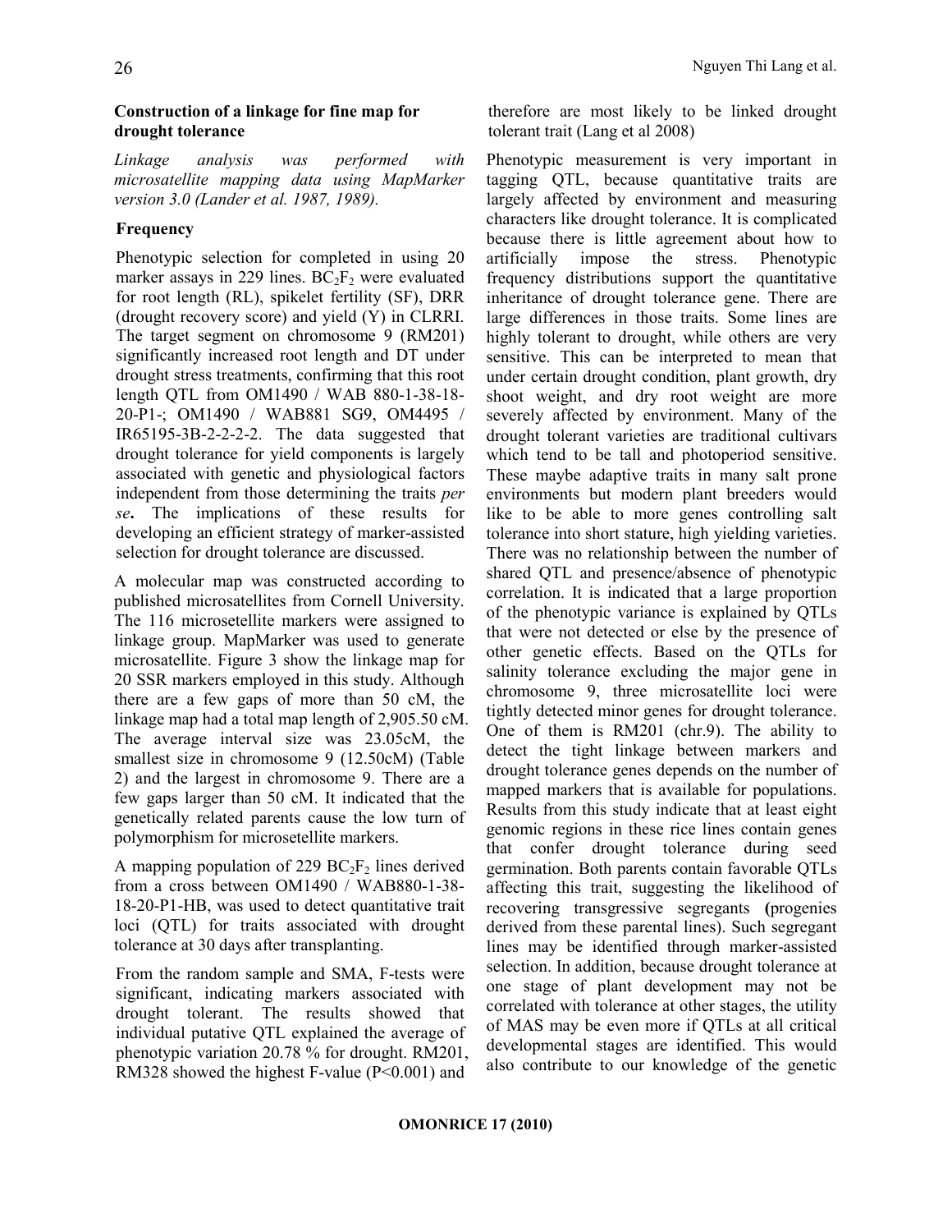### Construction of a linkage for fine map for drought tolerance

*Linkage analysis was performed with microsatellite mapping data using MapMarker version 3.0 (Lander et al. 1987, 1989).*

### Frequency

Phenotypic selection for completed in using 20 marker assays in 229 lines. $BC_2F_2$ were evaluated for root length (RL), spikelet fertility (SF), DRR (drought recovery score) and yield (Y) in CLRRI. The target segment on chromosome 9 (RM201) significantly increased root length and DT under drought stress treatments, confirming that this root length QTL from OM1490 / WAB 880-1-38-18-20-P1-; OM1490 / WAB881 SG9, OM4495 / IR65195-3B-2-2-2-2. The data suggested that drought tolerance for yield components is largely associated with genetic and physiological factors independent from those determining the traits *per se***.** The implications of these results for developing an efficient strategy of marker-assisted selection for drought tolerance are discussed.

A molecular map was constructed according to published microsatellites from Cornell University. The 116 microsetellite markers were assigned to linkage group. MapMarker was used to generate microsatellite. Figure 3 show the linkage map for 20 SSR markers employed in this study. Although there are a few gaps of more than 50 cM, the linkage map had a total map length of 2,905.50 cM. The average interval size was 23.05cM, the smallest size in chromosome 9 (12.50cM) (Table 2) and the largest in chromosome 9. There are a few gaps larger than 50 cM. It indicated that the genetically related parents cause the low turn of polymorphism for microsetellite markers.

A mapping population of 229 $BC_2F_2$ lines derived from a cross between OM1490 / WAB880-1-38-18-20-P1-HB, was used to detect quantitative trait loci (QTL) for traits associated with drought tolerance at 30 days after transplanting.

From the random sample and SMA, F-tests were significant, indicating markers associated with drought tolerant. The results showed that individual putative QTL explained the average of phenotypic variation 20.78 % for drought. RM201, RM328 showed the highest F-value ($P<0.001$) and therefore are most likely to be linked drought tolerant trait (Lang et al 2008)

Phenotypic measurement is very important in tagging QTL, because quantitative traits are largely affected by environment and measuring characters like drought tolerance. It is complicated because there is little agreement about how to artificially impose the stress. Phenotypic frequency distributions support the quantitative inheritance of drought tolerance gene. There are large differences in those traits. Some lines are highly tolerant to drought, while others are very sensitive. This can be interpreted to mean that under certain drought condition, plant growth, dry shoot weight, and dry root weight are more severely affected by environment. Many of the drought tolerant varieties are traditional cultivars which tend to be tall and photoperiod sensitive. These maybe adaptive traits in many salt prone environments but modern plant breeders would like to be able to more genes controlling salt tolerance into short stature, high yielding varieties. There was no relationship between the number of shared QTL and presence/absence of phenotypic correlation. It is indicated that a large proportion of the phenotypic variance is explained by QTLs that were not detected or else by the presence of other genetic effects. Based on the QTLs for salinity tolerance excluding the major gene in chromosome 9, three microsatellite loci were tightly detected minor genes for drought tolerance. One of them is RM201 (chr.9). The ability to detect the tight linkage between markers and drought tolerance genes depends on the number of mapped markers that is available for populations. Results from this study indicate that at least eight genomic regions in these rice lines contain genes that confer drought tolerance during seed germination. Both parents contain favorable QTLs affecting this trait, suggesting the likelihood of recovering transgressive segregants **(**progenies derived from these parental lines). Such segregant lines may be identified through marker-assisted selection. In addition, because drought tolerance at one stage of plant development may not be correlated with tolerance at other stages, the utility of MAS may be even more if QTLs at all critical developmental stages are identified. This would also contribute to our knowledge of the genetic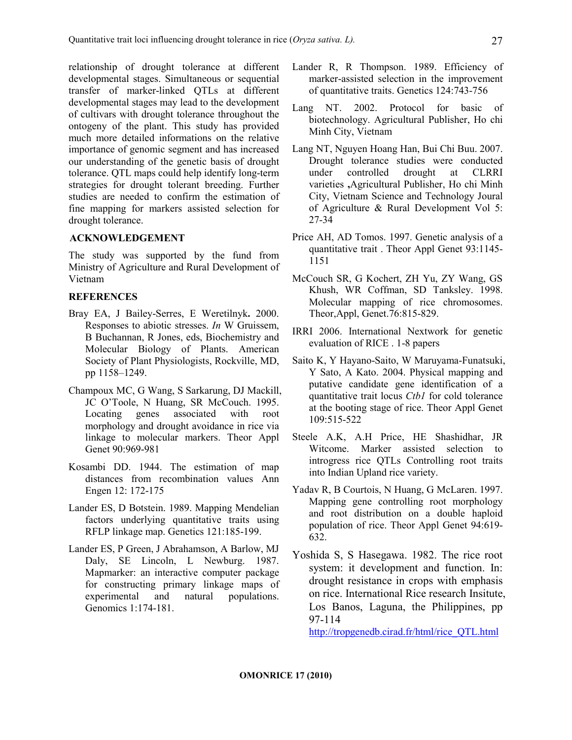relationship of drought tolerance at different developmental stages. Simultaneous or sequential transfer of marker-linked QTLs at different developmental stages may lead to the development of cultivars with drought tolerance throughout the ontogeny of the plant. This study has provided much more detailed informations on the relative importance of genomic segment and has increased our understanding of the genetic basis of drought tolerance. QTL maps could help identify long-term strategies for drought tolerant breeding. Further studies are needed to confirm the estimation of fine mapping for markers assisted selection for drought tolerance.

## ACKNOWLEDGEMENT

The study was supported by the fund from Ministry of Agriculture and Rural Development of Vietnam

## REFERENCES

Bray EA, J Bailey-Serres, E Weretilnyk**.** 2000. Responses to abiotic stresses. *In* W Gruissem, B Buchannan, R Jones, eds, Biochemistry and Molecular Biology of Plants. American Society of Plant Physiologists, Rockville, MD, pp 1158–1249.

Champoux MC, G Wang, S Sarkarung, DJ Mackill, JC O'Toole, N Huang, SR McCouch. 1995. Locating genes associated with root morphology and drought avoidance in rice via linkage to molecular markers. Theor Appl Genet 90:969-981

Kosambi DD. 1944. The estimation of map distances from recombination values Ann Engen 12: 172-175

Lander ES, D Botstein. 1989. Mapping Mendelian factors underlying quantitative traits using RFLP linkage map. Genetics 121:185-199.

Lander ES, P Green, J Abrahamson, A Barlow, MJ Daly, SE Lincoln, L Newburg. 1987. Mapmarker: an interactive computer package for constructing primary linkage maps of experimental and natural populations. Genomics 1:174-181.

Lander R, R Thompson. 1989. Efficiency of marker-assisted selection in the improvement of quantitative traits. Genetics 124:743-756

Lang NT. 2002. Protocol for basic of biotechnology. Agricultural Publisher, Ho chi Minh City, Vietnam

Lang NT, Nguyen Hoang Han, Bui Chi Buu. 2007. Drought tolerance studies were conducted under controlled drought at CLRRI varieties **,**Agricultural Publisher, Ho chi Minh City, Vietnam Science and Technology Joural of Agriculture & Rural Development Vol 5: 27-34

Price AH, AD Tomos. 1997. Genetic analysis of a quantitative trait . Theor Appl Genet 93:1145-1151

McCouch SR, G Kochert, ZH Yu, ZY Wang, GS Khush, WR Coffman, SD Tanksley. 1998. Molecular mapping of rice chromosomes. Theor,Appl, Genet.76:815-829.

IRRI 2006. International Nextwork for genetic evaluation of RICE . 1-8 papers

Saito K, Y Hayano-Saito, W Maruyama-Funatsuki, Y Sato, A Kato. 2004. Physical mapping and putative candidate gene identification of a quantitative trait locus *Ctb1* for cold tolerance at the booting stage of rice. Theor Appl Genet 109:515-522

Steele A.K, A.H Price, HE Shashidhar, JR Witcome. Marker assisted selection to introgress rice QTLs Controlling root traits into Indian Upland rice variety.

Yadav R, B Courtois, N Huang, G McLaren. 1997. Mapping gene controlling root morphology and root distribution on a double haploid population of rice. Theor Appl Genet 94:619-632.

Yoshida S, S Hasegawa. 1982. The rice root system: it development and function. In: drought resistance in crops with emphasis on rice. International Rice research Insitute, Los Banos, Laguna, the Philippines, pp 97-114

http://tropgenedb.cirad.fr/html/rice_QTL.html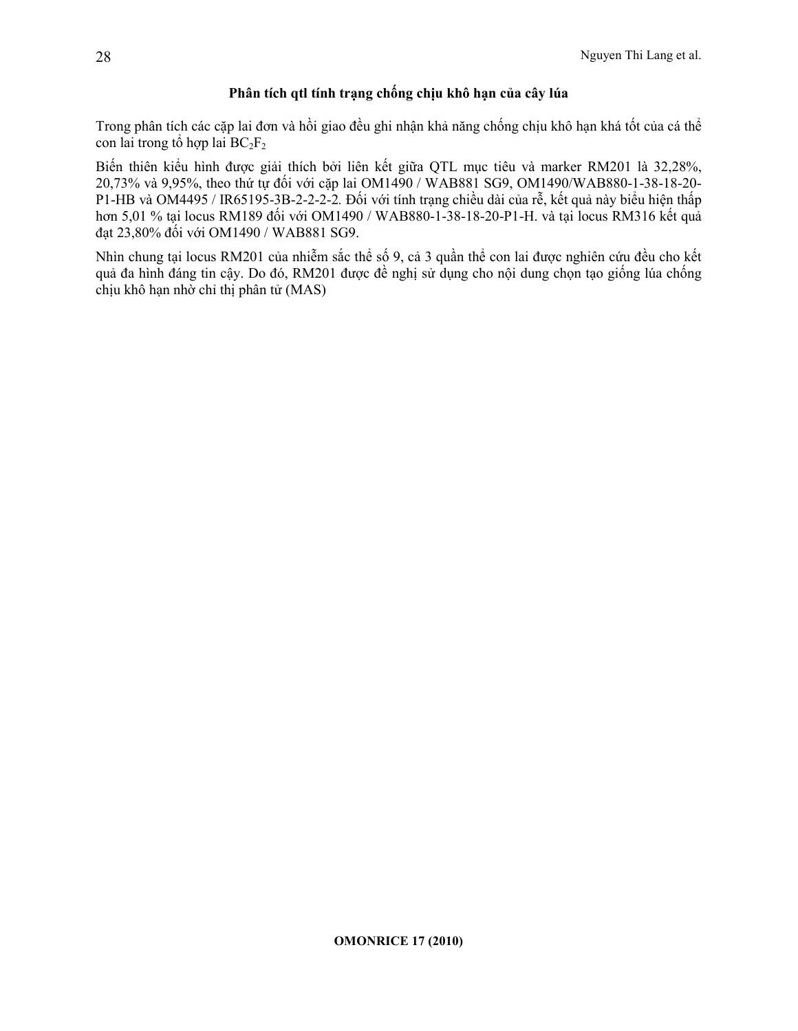### Phân tích qtl tính trạng chống chịu khô hạn của cây lúa

Trong phân tích các cặp lai đơn và hồi giao đều ghi nhận khả năng chống chịu khô hạn khá tốt của cá thể con lai trong tổ hợp lai $BC_2F_2$

Biến thiên kiểu hình được giải thích bởi liên kết giữa QTL mục tiêu và marker RM201 là 32,28%, 20,73% và 9,95%, theo thứ tự đối với cặp lai OM1490 / WAB881 SG9, OM1490/WAB880-1-38-18-20-P1-HB và OM4495 / IR65195-3B-2-2-2-2. Đối với tính trạng chiều dài của rễ, kết quả này biểu hiện thấp hơn 5,01 % tại locus RM189 đối với OM1490 / WAB880-1-38-18-20-P1-H. và tại locus RM316 kết quả đạt 23,80% đối với OM1490 / WAB881 SG9.

Nhìn chung tại locus RM201 của nhiễm sắc thể số 9, cả 3 quần thể con lai được nghiên cứu đều cho kết quả đa hình đáng tin cậy. Do đó, RM201 được đề nghị sử dụng cho nội dung chọn tạo giống lúa chống chịu khô hạn nhờ chỉ thị phân tử (MAS)